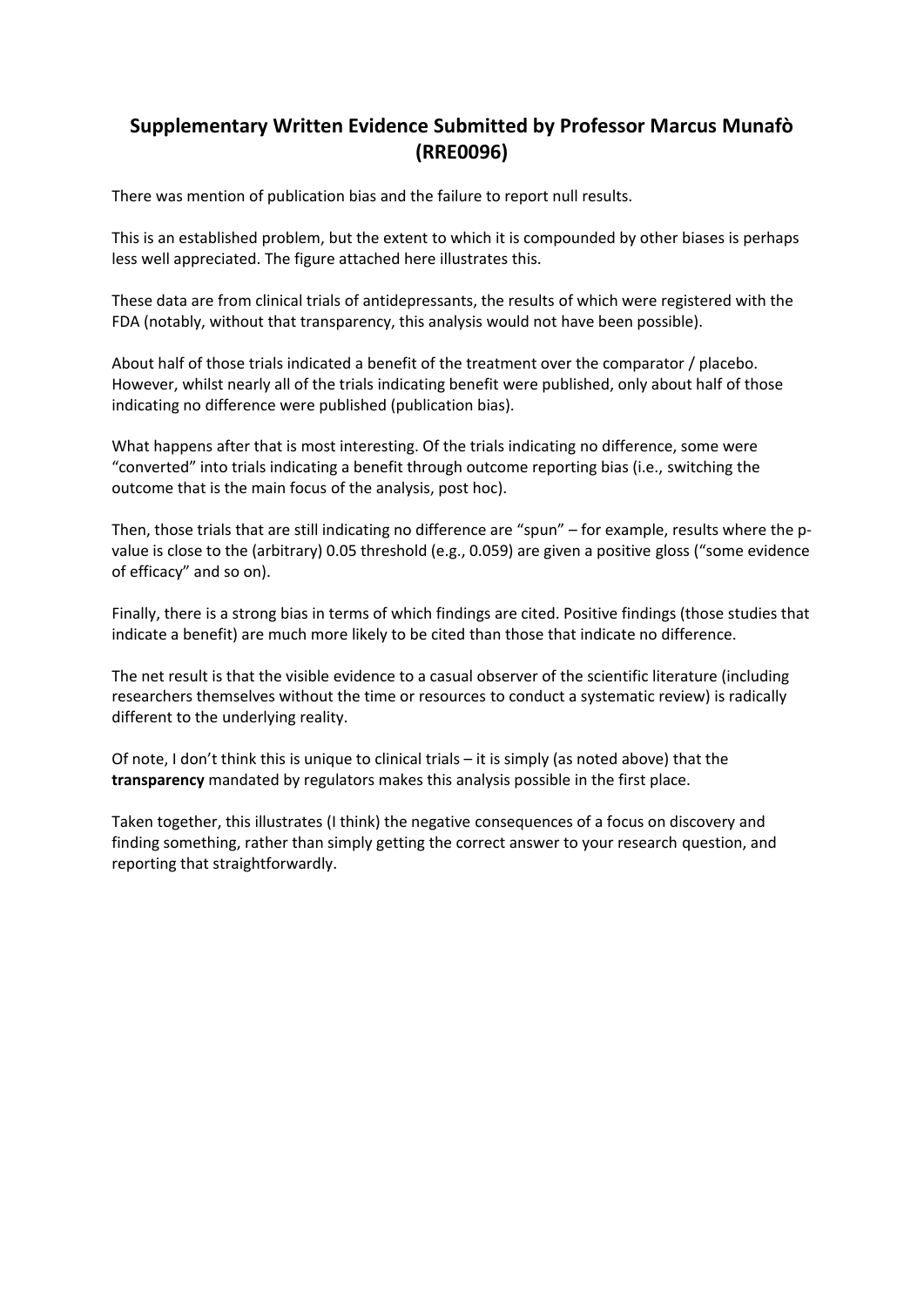# Supplementary Written Evidence Submitted by Professor Marcus Munafò (RRE0096)

There was mention of publication bias and the failure to report null results.

This is an established problem, but the extent to which it is compounded by other biases is perhaps less well appreciated. The figure attached here illustrates this.

These data are from clinical trials of antidepressants, the results of which were registered with the FDA (notably, without that transparency, this analysis would not have been possible).

About half of those trials indicated a benefit of the treatment over the comparator / placebo. However, whilst nearly all of the trials indicating benefit were published, only about half of those indicating no difference were published (publication bias).

What happens after that is most interesting. Of the trials indicating no difference, some were "converted" into trials indicating a benefit through outcome reporting bias (i.e., switching the outcome that is the main focus of the analysis, post hoc).

Then, those trials that are still indicating no difference are "spun" – for example, results where the p-value is close to the (arbitrary) 0.05 threshold (e.g., 0.059) are given a positive gloss ("some evidence of efficacy" and so on).

Finally, there is a strong bias in terms of which findings are cited. Positive findings (those studies that indicate a benefit) are much more likely to be cited than those that indicate no difference.

The net result is that the visible evidence to a casual observer of the scientific literature (including researchers themselves without the time or resources to conduct a systematic review) is radically different to the underlying reality.

Of note, I don't think this is unique to clinical trials – it is simply (as noted above) that the **transparency** mandated by regulators makes this analysis possible in the first place.

Taken together, this illustrates (I think) the negative consequences of a focus on discovery and finding something, rather than simply getting the correct answer to your research question, and reporting that straightforwardly.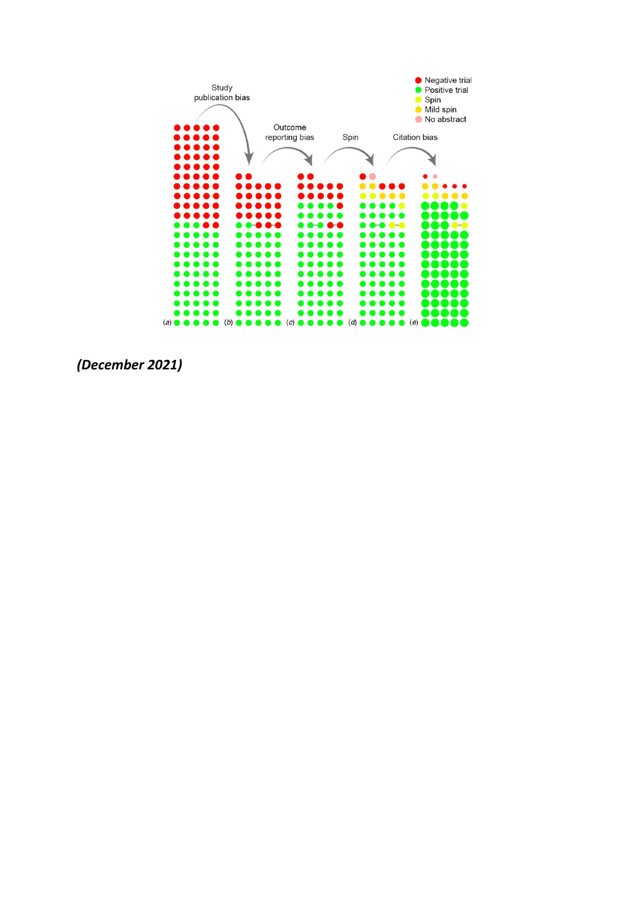Study publication bias

Outcome reporting bias

Spin

Citation bias

Negative trial

Positive trial

Spin

Mild spin

No abstract

(a)

(b)

(c)

(d)

(e)

***(December 2021)***